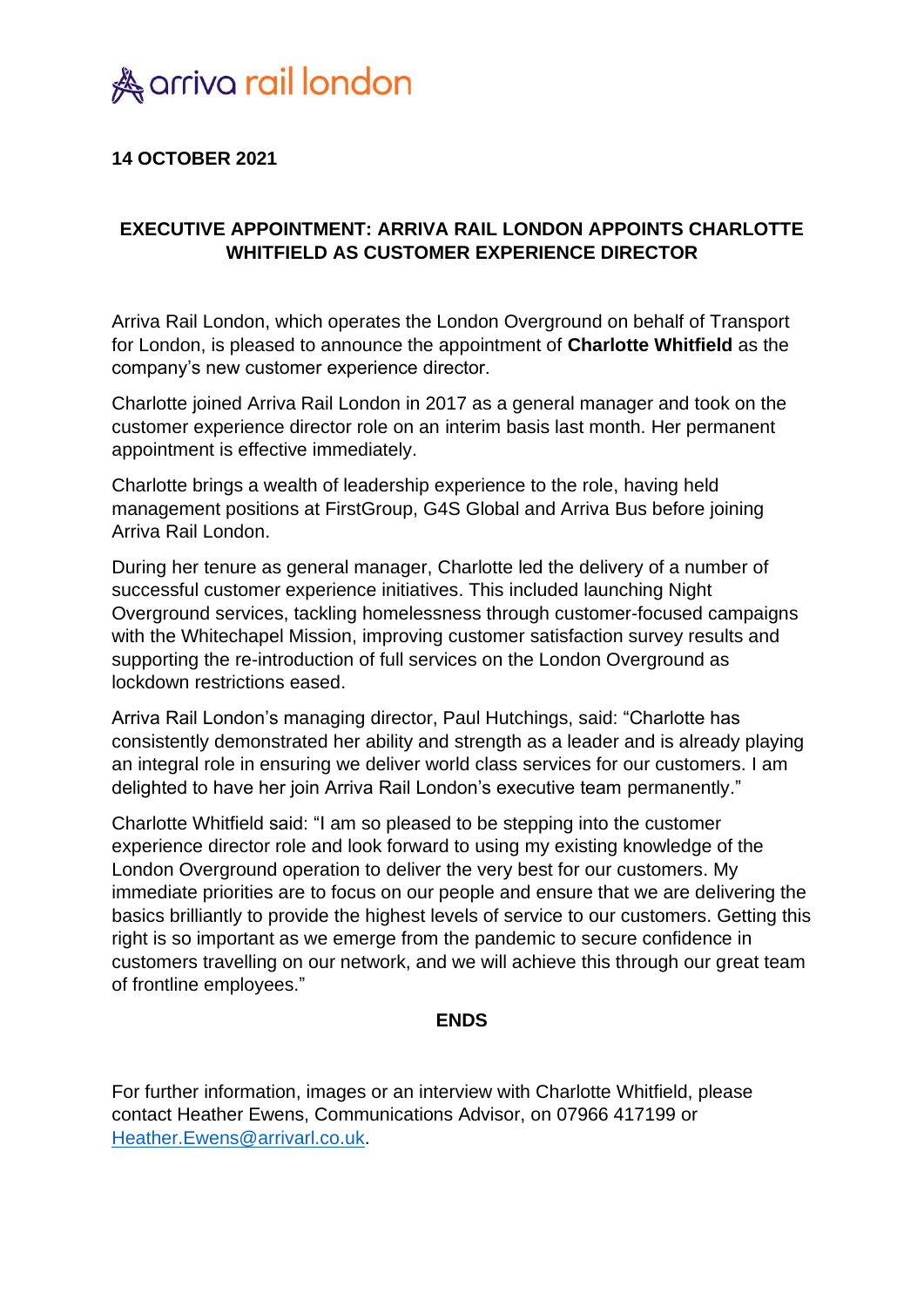arriva rail london

**14 OCTOBER 2021**

## EXECUTIVE APPOINTMENT: ARRIVA RAIL LONDON APPOINTS CHARLOTTE WHITFIELD AS CUSTOMER EXPERIENCE DIRECTOR

Arriva Rail London, which operates the London Overground on behalf of Transport for London, is pleased to announce the appointment of **Charlotte Whitfield** as the company's new customer experience director.

Charlotte joined Arriva Rail London in 2017 as a general manager and took on the customer experience director role on an interim basis last month. Her permanent appointment is effective immediately.

Charlotte brings a wealth of leadership experience to the role, having held management positions at FirstGroup, G4S Global and Arriva Bus before joining Arriva Rail London.

During her tenure as general manager, Charlotte led the delivery of a number of successful customer experience initiatives. This included launching Night Overground services, tackling homelessness through customer-focused campaigns with the Whitechapel Mission, improving customer satisfaction survey results and supporting the re-introduction of full services on the London Overground as lockdown restrictions eased.

Arriva Rail London's managing director, Paul Hutchings, said: "Charlotte has consistently demonstrated her ability and strength as a leader and is already playing an integral role in ensuring we deliver world class services for our customers. I am delighted to have her join Arriva Rail London's executive team permanently."

Charlotte Whitfield said: "I am so pleased to be stepping into the customer experience director role and look forward to using my existing knowledge of the London Overground operation to deliver the very best for our customers. My immediate priorities are to focus on our people and ensure that we are delivering the basics brilliantly to provide the highest levels of service to our customers. Getting this right is so important as we emerge from the pandemic to secure confidence in customers travelling on our network, and we will achieve this through our great team of frontline employees."

**ENDS**

For further information, images or an interview with Charlotte Whitfield, please contact Heather Ewens, Communications Advisor, on 07966 417199 or [Heather.Ewens@arrivarl.co.uk](mailto:Heather.Ewens@arrivarl.co.uk).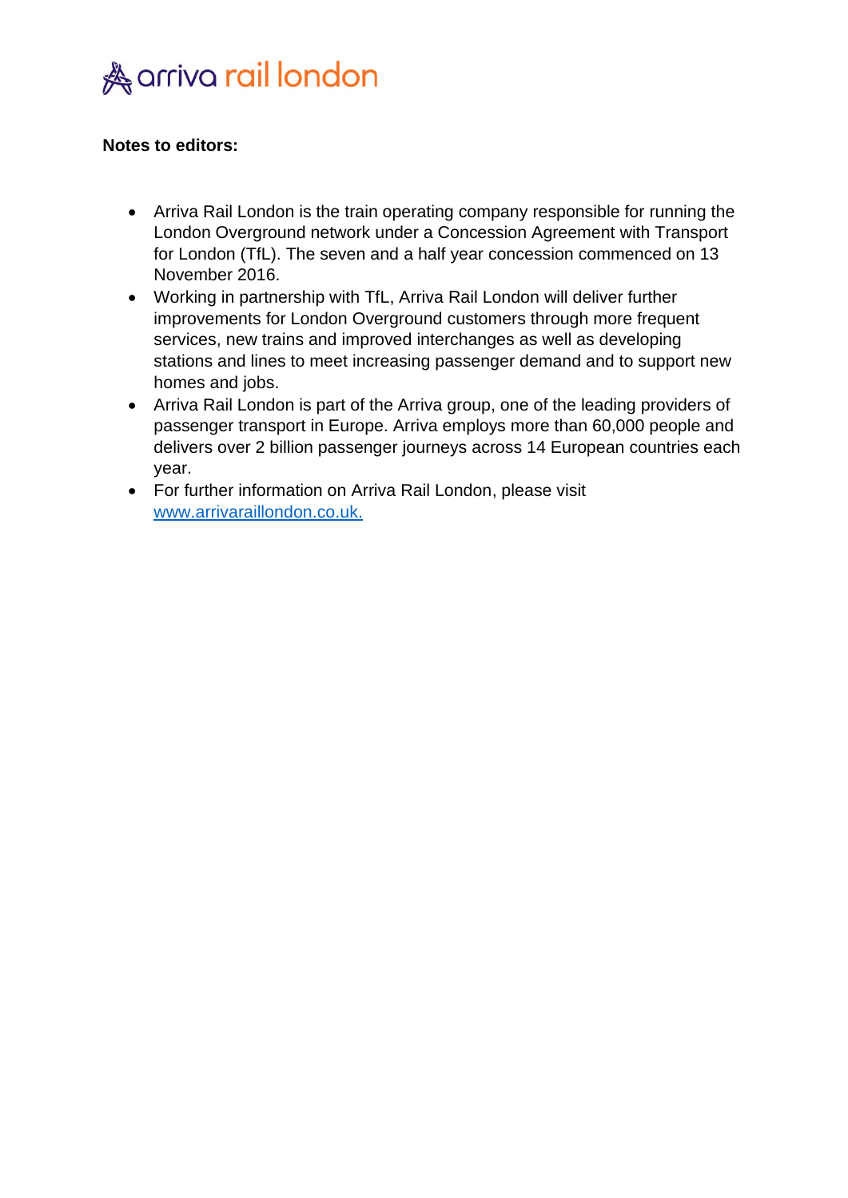**Notes to editors:**

- Arriva Rail London is the train operating company responsible for running the London Overground network under a Concession Agreement with Transport for London (TfL). The seven and a half year concession commenced on 13 November 2016.
- Working in partnership with TfL, Arriva Rail London will deliver further improvements for London Overground customers through more frequent services, new trains and improved interchanges as well as developing stations and lines to meet increasing passenger demand and to support new homes and jobs.
- Arriva Rail London is part of the Arriva group, one of the leading providers of passenger transport in Europe. Arriva employs more than 60,000 people and delivers over 2 billion passenger journeys across 14 European countries each year.
- For further information on Arriva Rail London, please visit [www.arrivaraillondon.co.uk.](http://www.arrivaraillondon.co.uk)